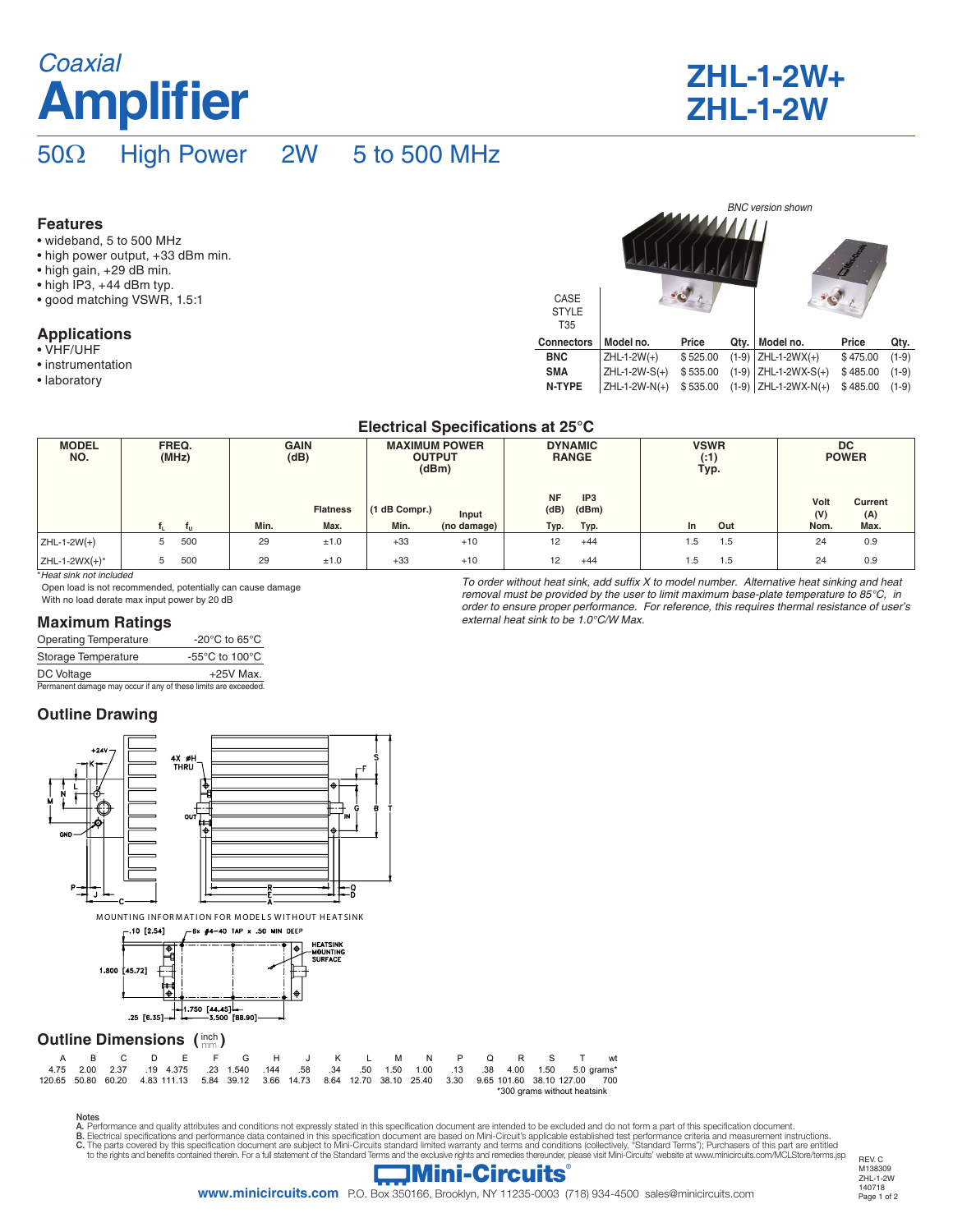*Coaxial*

# Amplifier

# ZHL-1-2W+
# ZHL-1-2W

## 50Ω High Power 2W 5 to 500 MHz

### Features
- wideband, 5 to 500 MHz
- high power output, +33 dBm min.
- high gain, +29 dB min.
- high IP3, +44 dBm typ.
- good matching VSWR, 1.5:1

### Applications
- VHF/UHF
- instrumentation
- laboratory

*BNC version shown*

CASE STYLE T35

| Connectors | Model no. | Price | Qty. | Model no. | Price | Qty. |
|---|---|---|---|---|---|---|
| BNC | ZHL-1-2W(+) | $ 525.00 | (1-9) | ZHL-1-2WX(+) | $ 475.00 | (1-9) |
| SMA | ZHL-1-2W-S(+) | $ 535.00 | (1-9) | ZHL-1-2WX-S(+) | $ 485.00 | (1-9) |
| N-TYPE | ZHL-1-2W-N(+) | $ 535.00 | (1-9) | ZHL-1-2WX-N(+) | $ 485.00 | (1-9) |

### Electrical Specifications at 25°C

| MODEL NO. | FREQ. (MHz) | | GAIN (dB) | | MAXIMUM POWER OUTPUT (dBm) | | DYNAMIC RANGE | | VSWR (:1) Typ. | | DC POWER | |
|---|---|---|---|---|---|---|---|---|---|---|---|---|
| | $f_L$ | $f_U$ | Min. | Flatness Max. | (1 dB Compr.) Min. | Input (no damage) | NF (dB) Typ. | IP3 (dBm) Typ. | In | Out | Volt (V) Nom. | Current (A) Max. |
| ZHL-1-2W(+) | 5 | 500 | 29 | ±1.0 | +33 | +10 | 12 | +44 | 1.5 | 1.5 | 24 | 0.9 |
| ZHL-1-2WX(+)* | 5 | 500 | 29 | ±1.0 | +33 | +10 | 12 | +44 | 1.5 | 1.5 | 24 | 0.9 |

*\*Heat sink not included*

Open load is not recommended, potentially can cause damage
With no load derate max input power by 20 dB

*To order without heat sink, add suffix X to model number. Alternative heat sinking and heat removal must be provided by the user to limit maximum base-plate temperature to 85°C, in order to ensure proper performance. For reference, this requires thermal resistance of user's external heat sink to be 1.0°C/W Max.*

### Maximum Ratings

| | |
|---|---|
| Operating Temperature | -20°C to 65°C |
| Storage Temperature | -55°C to 100°C |
| DC Voltage | +25V Max. |

Permanent damage may occur if any of these limits are exceeded.

### Outline Drawing

MOUNTING INFORMATION FOR MODELS WITHOUT HEATSINK

### Outline Dimensions (inch / mm)

| A | B | C | D | E | F | G | H | J | K | L | M | N | P | Q | R | S | T | wt |
|---|---|---|---|---|---|---|---|---|---|---|---|---|---|---|---|---|---|---|
| 4.75 | 2.00 | 2.37 | .19 | 4.375 | .23 | 1.540 | .144 | .58 | .34 | .50 | 1.50 | 1.00 | .13 | .38 | 4.00 | 1.50 | 5.0 | grams* |
| 120.65 | 50.80 | 60.20 | 4.83 | 111.13 | 5.84 | 39.12 | 3.66 | 14.73 | 8.64 | 12.70 | 38.10 | 25.40 | 3.30 | 9.65 | 101.60 | 38.10 | 127.00 | 700 |

*300 grams without heatsink

Notes
A. Performance and quality attributes and conditions not expressly stated in this specification document are intended to be excluded and do not form a part of this specification document.
B. Electrical specifications and performance data contained in this specification document are based on Mini-Circuit's applicable established test performance criteria and measurement instructions.
C. The parts covered by this specification document are subject to Mini-Circuits standard limited warranty and terms and conditions (collectively, "Standard Terms"); Purchasers of this part are entitled to the rights and benefits contained therein. For a full statement of the Standard Terms and the exclusive rights and remedies thereunder, please visit Mini-Circuits' website at www.minicircuits.com/MCLStore/terms.jsp

Mini-Circuits®
www.minicircuits.com P.O. Box 350166, Brooklyn, NY 11235-0003 (718) 934-4500 sales@minicircuits.com

REV. C
M138309
ZHL-1-2W
140718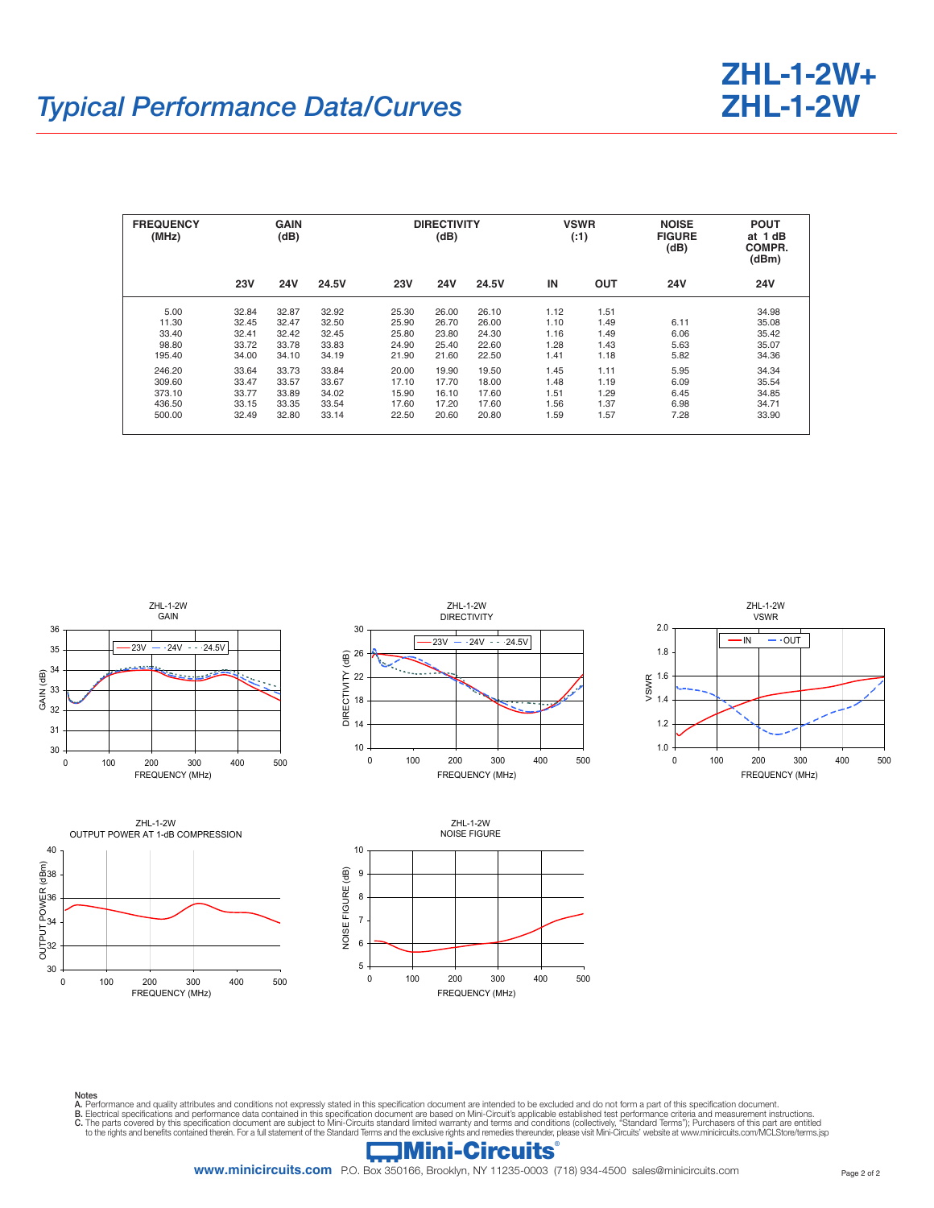# Typical Performance Data/Curves

**ZHL-1-2W+**
**ZHL-1-2W**

| FREQUENCY (MHz) | GAIN (dB) | | | DIRECTIVITY (dB) | | | VSWR (:1) | | NOISE FIGURE (dB) | POUT at 1 dB COMPR. (dBm) |
|---|---|---|---|---|---|---|---|---|---|---|
| | 23V | 24V | 24.5V | 23V | 24V | 24.5V | IN | OUT | 24V | 24V |
| 5.00 | 32.84 | 32.87 | 32.92 | 25.30 | 26.00 | 26.10 | 1.12 | 1.51 | | 34.98 |
| 11.30 | 32.45 | 32.47 | 32.50 | 25.90 | 26.70 | 26.00 | 1.10 | 1.49 | 6.11 | 35.08 |
| 33.40 | 32.41 | 32.42 | 32.45 | 25.80 | 23.80 | 24.30 | 1.16 | 1.49 | 6.06 | 35.42 |
| 98.80 | 33.72 | 33.78 | 33.83 | 24.90 | 25.40 | 22.60 | 1.28 | 1.43 | 5.63 | 35.07 |
| 195.40 | 34.00 | 34.10 | 34.19 | 21.90 | 21.60 | 22.50 | 1.41 | 1.18 | 5.82 | 34.36 |
| 246.20 | 33.64 | 33.73 | 33.84 | 20.00 | 19.90 | 19.50 | 1.45 | 1.11 | 5.95 | 34.34 |
| 309.60 | 33.47 | 33.57 | 33.67 | 17.10 | 17.70 | 18.00 | 1.48 | 1.19 | 6.09 | 35.54 |
| 373.10 | 33.77 | 33.89 | 34.02 | 15.90 | 16.10 | 17.60 | 1.51 | 1.29 | 6.45 | 34.85 |
| 436.50 | 33.15 | 33.35 | 33.54 | 17.60 | 17.20 | 17.60 | 1.56 | 1.37 | 6.98 | 34.71 |
| 500.00 | 32.49 | 32.80 | 33.14 | 22.50 | 20.60 | 20.80 | 1.59 | 1.57 | 7.28 | 33.90 |

ZHL-1-2W
GAIN
GAIN (dB)
FREQUENCY (MHz)
23V, 24V, 24.5V

ZHL-1-2W
DIRECTIVITY
DIRECTIVITY (dB)
FREQUENCY (MHz)
23V, 24V, 24.5V

ZHL-1-2W
VSWR
VSWR
FREQUENCY (MHz)
IN, OUT

ZHL-1-2W
OUTPUT POWER AT 1-dB COMPRESSION
OUTPUT POWER (dBm)
FREQUENCY (MHz)

ZHL-1-2W
NOISE FIGURE
NOISE FIGURE (dB)
FREQUENCY (MHz)

Notes
A. Performance and quality attributes and conditions not expressly stated in this specification document are intended to be excluded and do not form a part of this specification document.
B. Electrical specifications and performance data contained in this specification document are based on Mini-Circuit's applicable established test performance criteria and measurement instructions.
C. The parts covered by this specification document are subject to Mini-Circuits standard limited warranty and terms and conditions (collectively, "Standard Terms"); Purchasers of this part are entitled to the rights and benefits contained therein. For a full statement of the Standard Terms and the exclusive rights and remedies thereunder, please visit Mini-Circuits' website at www.minicircuits.com/MCLStore/terms.jsp

Mini-Circuits®
www.minicircuits.com P.O. Box 350166, Brooklyn, NY 11235-0003 (718) 934-4500 sales@minicircuits.com